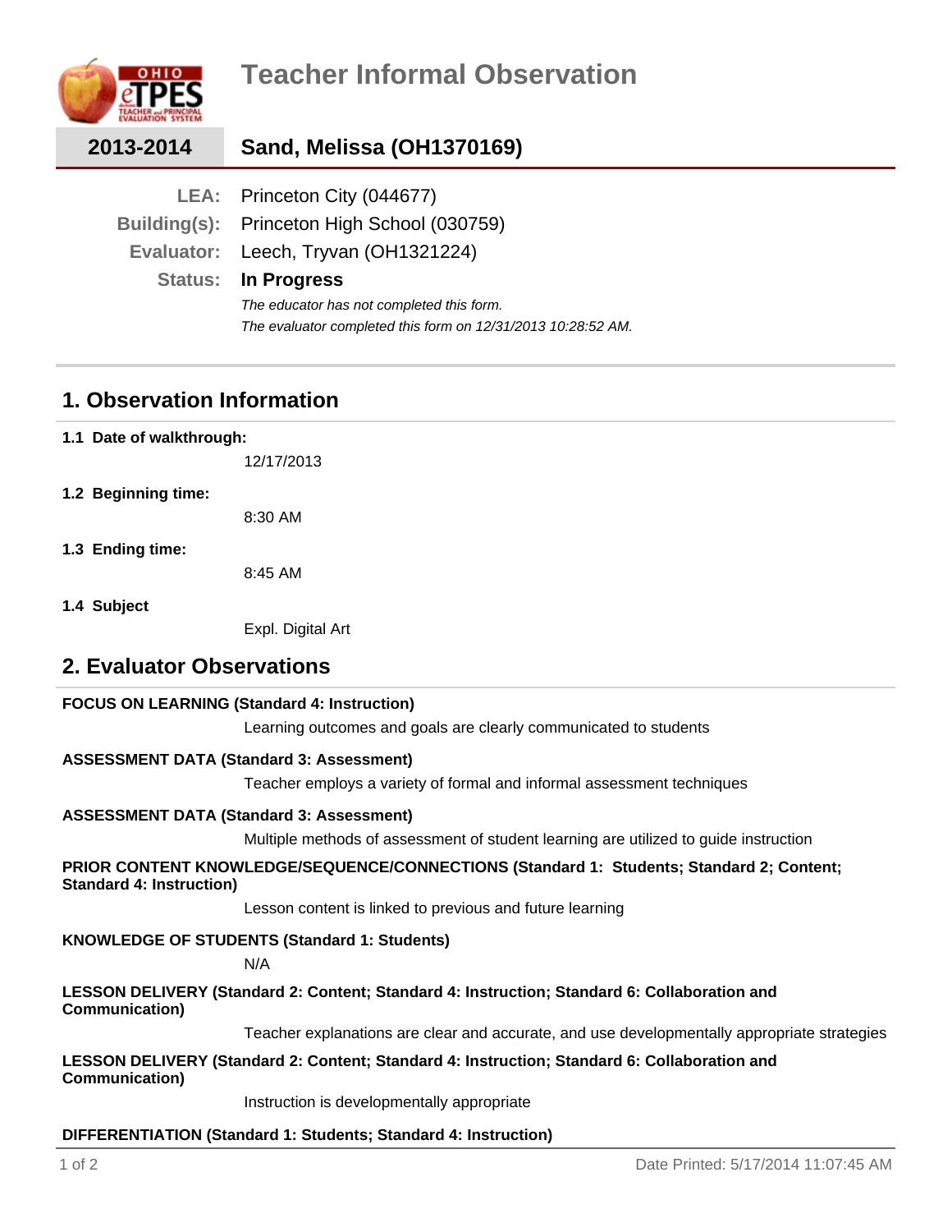# Teacher Informal Observation

## 2013-2014 Sand, Melissa (OH1370169)

**LEA:** Princeton City (044677)

**Building(s):** Princeton High School (030759)

**Evaluator:** Leech, Tryvan (OH1321224)

**Status:** **In Progress**

*The educator has not completed this form.*

*The evaluator completed this form on 12/31/2013 10:28:52 AM.*

## 1. Observation Information

**1.1 Date of walkthrough:**

12/17/2013

**1.2 Beginning time:**

8:30 AM

**1.3 Ending time:**

8:45 AM

**1.4 Subject**

Expl. Digital Art

## 2. Evaluator Observations

**FOCUS ON LEARNING (Standard 4: Instruction)**

Learning outcomes and goals are clearly communicated to students

**ASSESSMENT DATA (Standard 3: Assessment)**

Teacher employs a variety of formal and informal assessment techniques

**ASSESSMENT DATA (Standard 3: Assessment)**

Multiple methods of assessment of student learning are utilized to guide instruction

**PRIOR CONTENT KNOWLEDGE/SEQUENCE/CONNECTIONS (Standard 1: Students; Standard 2; Content; Standard 4: Instruction)**

Lesson content is linked to previous and future learning

**KNOWLEDGE OF STUDENTS (Standard 1: Students)**

N/A

**LESSON DELIVERY (Standard 2: Content; Standard 4: Instruction; Standard 6: Collaboration and Communication)**

Teacher explanations are clear and accurate, and use developmentally appropriate strategies

**LESSON DELIVERY (Standard 2: Content; Standard 4: Instruction; Standard 6: Collaboration and Communication)**

Instruction is developmentally appropriate

**DIFFERENTIATION (Standard 1: Students; Standard 4: Instruction)**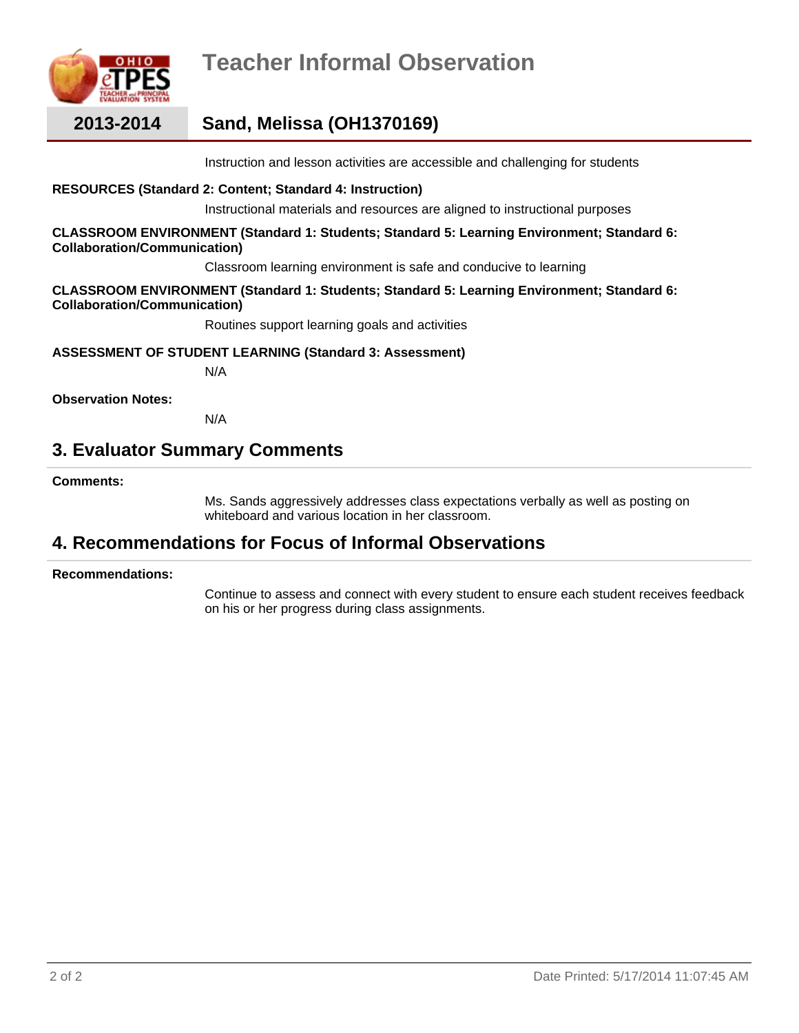# Teacher Informal Observation

## 2013-2014 Sand, Melissa (OH1370169)

Instruction and lesson activities are accessible and challenging for students

**RESOURCES (Standard 2: Content; Standard 4: Instruction)**

Instructional materials and resources are aligned to instructional purposes

**CLASSROOM ENVIRONMENT (Standard 1: Students; Standard 5: Learning Environment; Standard 6: Collaboration/Communication)**

Classroom learning environment is safe and conducive to learning

**CLASSROOM ENVIRONMENT (Standard 1: Students; Standard 5: Learning Environment; Standard 6: Collaboration/Communication)**

Routines support learning goals and activities

**ASSESSMENT OF STUDENT LEARNING (Standard 3: Assessment)**

N/A

**Observation Notes:**

N/A

## 3. Evaluator Summary Comments

**Comments:**

Ms. Sands aggressively addresses class expectations verbally as well as posting on whiteboard and various location in her classroom.

## 4. Recommendations for Focus of Informal Observations

**Recommendations:**

Continue to assess and connect with every student to ensure each student receives feedback on his or her progress during class assignments.

Date Printed: 5/17/2014 11:07:45 AM